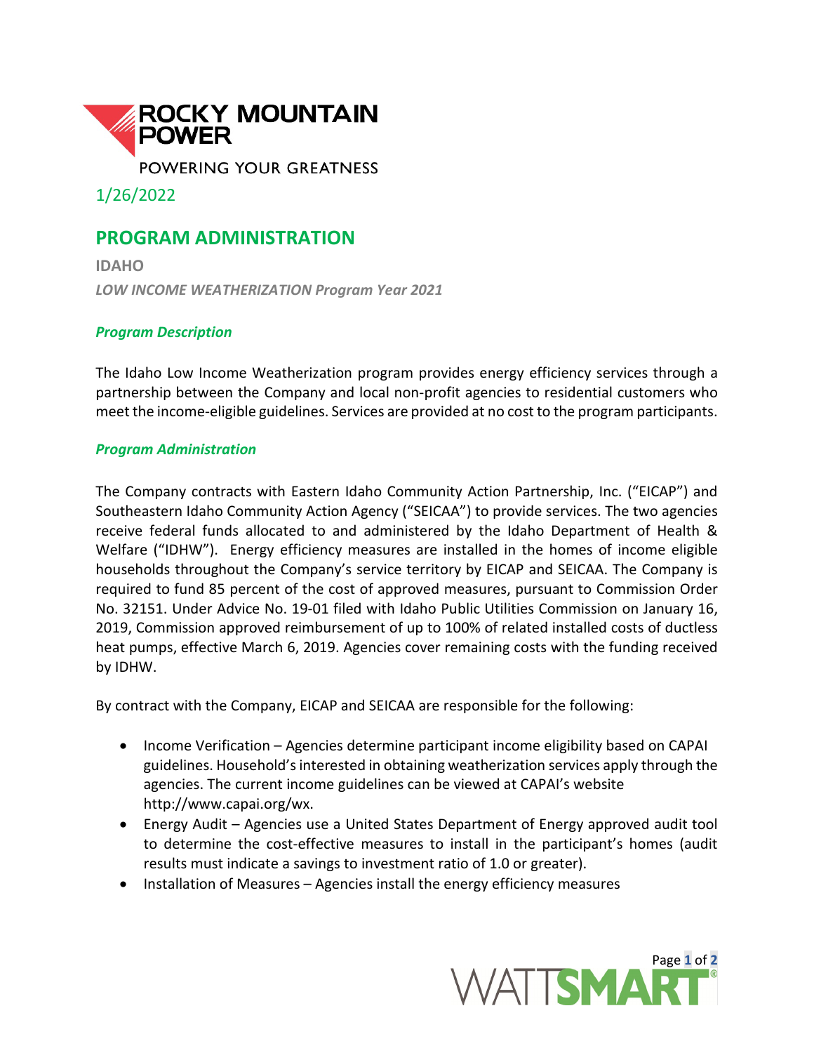ROCKY MOUNTAIN POWER

POWERING YOUR GREATNESS

1/26/2022

# PROGRAM ADMINISTRATION

**IDAHO**

***LOW INCOME WEATHERIZATION Program Year 2021***

### *Program Description*

The Idaho Low Income Weatherization program provides energy efficiency services through a partnership between the Company and local non-profit agencies to residential customers who meet the income-eligible guidelines. Services are provided at no cost to the program participants.

### *Program Administration*

The Company contracts with Eastern Idaho Community Action Partnership, Inc. ("EICAP") and Southeastern Idaho Community Action Agency ("SEICAA") to provide services. The two agencies receive federal funds allocated to and administered by the Idaho Department of Health & Welfare ("IDHW"). Energy efficiency measures are installed in the homes of income eligible households throughout the Company's service territory by EICAP and SEICAA. The Company is required to fund 85 percent of the cost of approved measures, pursuant to Commission Order No. 32151. Under Advice No. 19-01 filed with Idaho Public Utilities Commission on January 16, 2019, Commission approved reimbursement of up to 100% of related installed costs of ductless heat pumps, effective March 6, 2019. Agencies cover remaining costs with the funding received by IDHW.

By contract with the Company, EICAP and SEICAA are responsible for the following:

- Income Verification – Agencies determine participant income eligibility based on CAPAI guidelines. Household's interested in obtaining weatherization services apply through the agencies. The current income guidelines can be viewed at CAPAI's website http://www.capai.org/wx.
- Energy Audit – Agencies use a United States Department of Energy approved audit tool to determine the cost-effective measures to install in the participant's homes (audit results must indicate a savings to investment ratio of 1.0 or greater).
- Installation of Measures – Agencies install the energy efficiency measures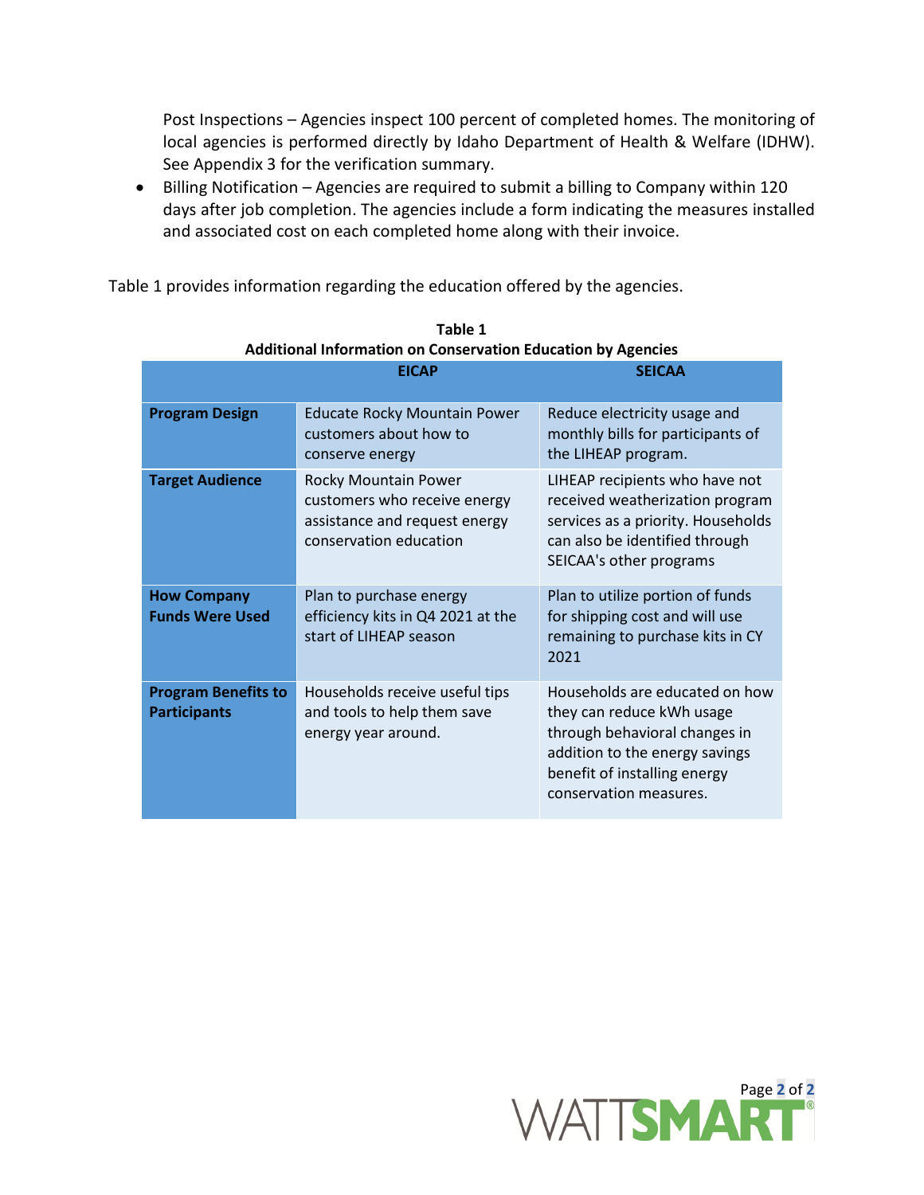Post Inspections – Agencies inspect 100 percent of completed homes. The monitoring of local agencies is performed directly by Idaho Department of Health & Welfare (IDHW). See Appendix 3 for the verification summary.

- Billing Notification – Agencies are required to submit a billing to Company within 120 days after job completion. The agencies include a form indicating the measures installed and associated cost on each completed home along with their invoice.

Table 1 provides information regarding the education offered by the agencies.

**Table 1**
**Additional Information on Conservation Education by Agencies**

| | EICAP | SEICAA |
|---|---|---|
| **Program Design** | Educate Rocky Mountain Power customers about how to conserve energy | Reduce electricity usage and monthly bills for participants of the LIHEAP program. |
| **Target Audience** | Rocky Mountain Power customers who receive energy assistance and request energy conservation education | LIHEAP recipients who have not received weatherization program services as a priority. Households can also be identified through SEICAA's other programs |
| **How Company Funds Were Used** | Plan to purchase energy efficiency kits in Q4 2021 at the start of LIHEAP season | Plan to utilize portion of funds for shipping cost and will use remaining to purchase kits in CY 2021 |
| **Program Benefits to Participants** | Households receive useful tips and tools to help them save energy year around. | Households are educated on how they can reduce kWh usage through behavioral changes in addition to the energy savings benefit of installing energy conservation measures. |